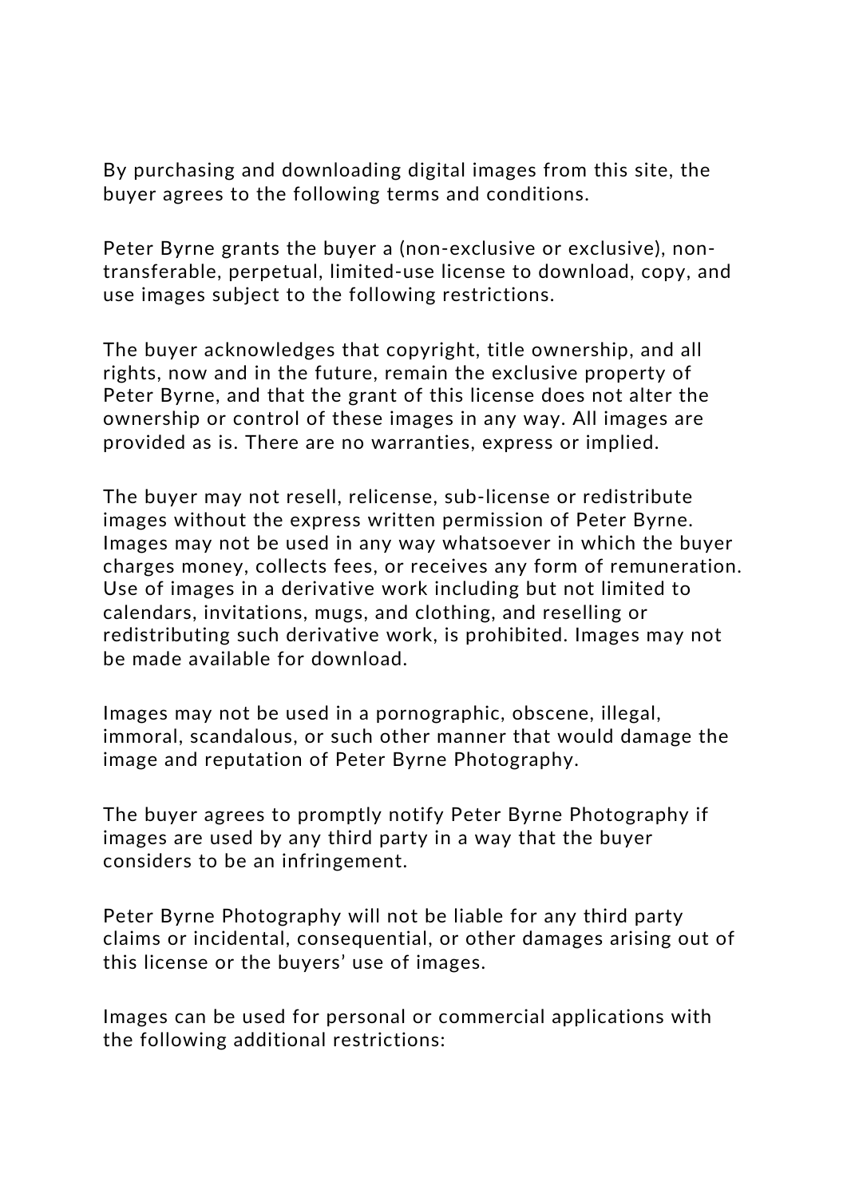By purchasing and downloading digital images from this site, the buyer agrees to the following terms and conditions.

Peter Byrne grants the buyer a (non-exclusive or exclusive), non-transferable, perpetual, limited-use license to download, copy, and use images subject to the following restrictions.

The buyer acknowledges that copyright, title ownership, and all rights, now and in the future, remain the exclusive property of Peter Byrne, and that the grant of this license does not alter the ownership or control of these images in any way. All images are provided as is. There are no warranties, express or implied.

The buyer may not resell, relicense, sub-license or redistribute images without the express written permission of Peter Byrne. Images may not be used in any way whatsoever in which the buyer charges money, collects fees, or receives any form of remuneration. Use of images in a derivative work including but not limited to calendars, invitations, mugs, and clothing, and reselling or redistributing such derivative work, is prohibited. Images may not be made available for download.

Images may not be used in a pornographic, obscene, illegal, immoral, scandalous, or such other manner that would damage the image and reputation of Peter Byrne Photography.

The buyer agrees to promptly notify Peter Byrne Photography if images are used by any third party in a way that the buyer considers to be an infringement.

Peter Byrne Photography will not be liable for any third party claims or incidental, consequential, or other damages arising out of this license or the buyers' use of images.

Images can be used for personal or commercial applications with the following additional restrictions: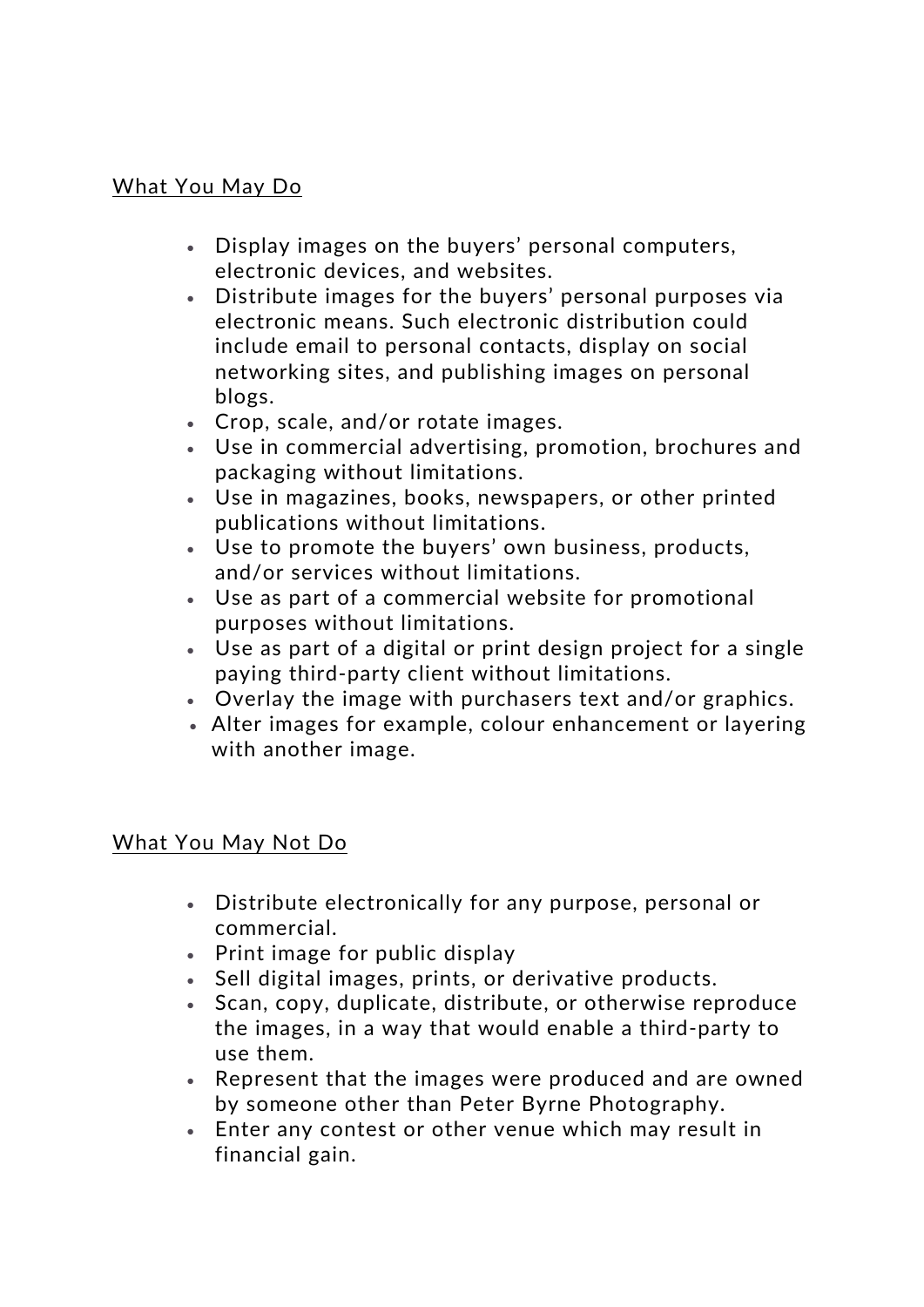What You May Do

- Display images on the buyers' personal computers, electronic devices, and websites.
- Distribute images for the buyers' personal purposes via electronic means. Such electronic distribution could include email to personal contacts, display on social networking sites, and publishing images on personal blogs.
- Crop, scale, and/or rotate images.
- Use in commercial advertising, promotion, brochures and packaging without limitations.
- Use in magazines, books, newspapers, or other printed publications without limitations.
- Use to promote the buyers' own business, products, and/or services without limitations.
- Use as part of a commercial website for promotional purposes without limitations.
- Use as part of a digital or print design project for a single paying third-party client without limitations.
- Overlay the image with purchasers text and/or graphics.
- Alter images for example, colour enhancement or layering with another image.

What You May Not Do

- Distribute electronically for any purpose, personal or commercial.
- Print image for public display
- Sell digital images, prints, or derivative products.
- Scan, copy, duplicate, distribute, or otherwise reproduce the images, in a way that would enable a third-party to use them.
- Represent that the images were produced and are owned by someone other than Peter Byrne Photography.
- Enter any contest or other venue which may result in financial gain.